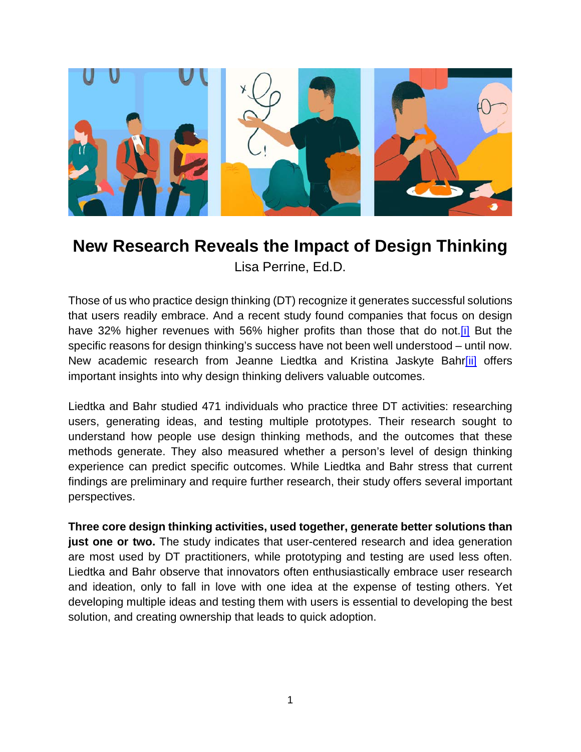# New Research Reveals the Impact of Design Thinking

Lisa Perrine, Ed.D.

Those of us who practice design thinking (DT) recognize it generates successful solutions that users readily embrace. And a recent study found companies that focus on design have 32% higher revenues with 56% higher profits than those that do not.[i] But the specific reasons for design thinking's success have not been well understood – until now. New academic research from Jeanne Liedtka and Kristina Jaskyte Bahr[ii] offers important insights into why design thinking delivers valuable outcomes.

Liedtka and Bahr studied 471 individuals who practice three DT activities: researching users, generating ideas, and testing multiple prototypes. Their research sought to understand how people use design thinking methods, and the outcomes that these methods generate. They also measured whether a person's level of design thinking experience can predict specific outcomes. While Liedtka and Bahr stress that current findings are preliminary and require further research, their study offers several important perspectives.

**Three core design thinking activities, used together, generate better solutions than just one or two.** The study indicates that user-centered research and idea generation are most used by DT practitioners, while prototyping and testing are used less often. Liedtka and Bahr observe that innovators often enthusiastically embrace user research and ideation, only to fall in love with one idea at the expense of testing others. Yet developing multiple ideas and testing them with users is essential to developing the best solution, and creating ownership that leads to quick adoption.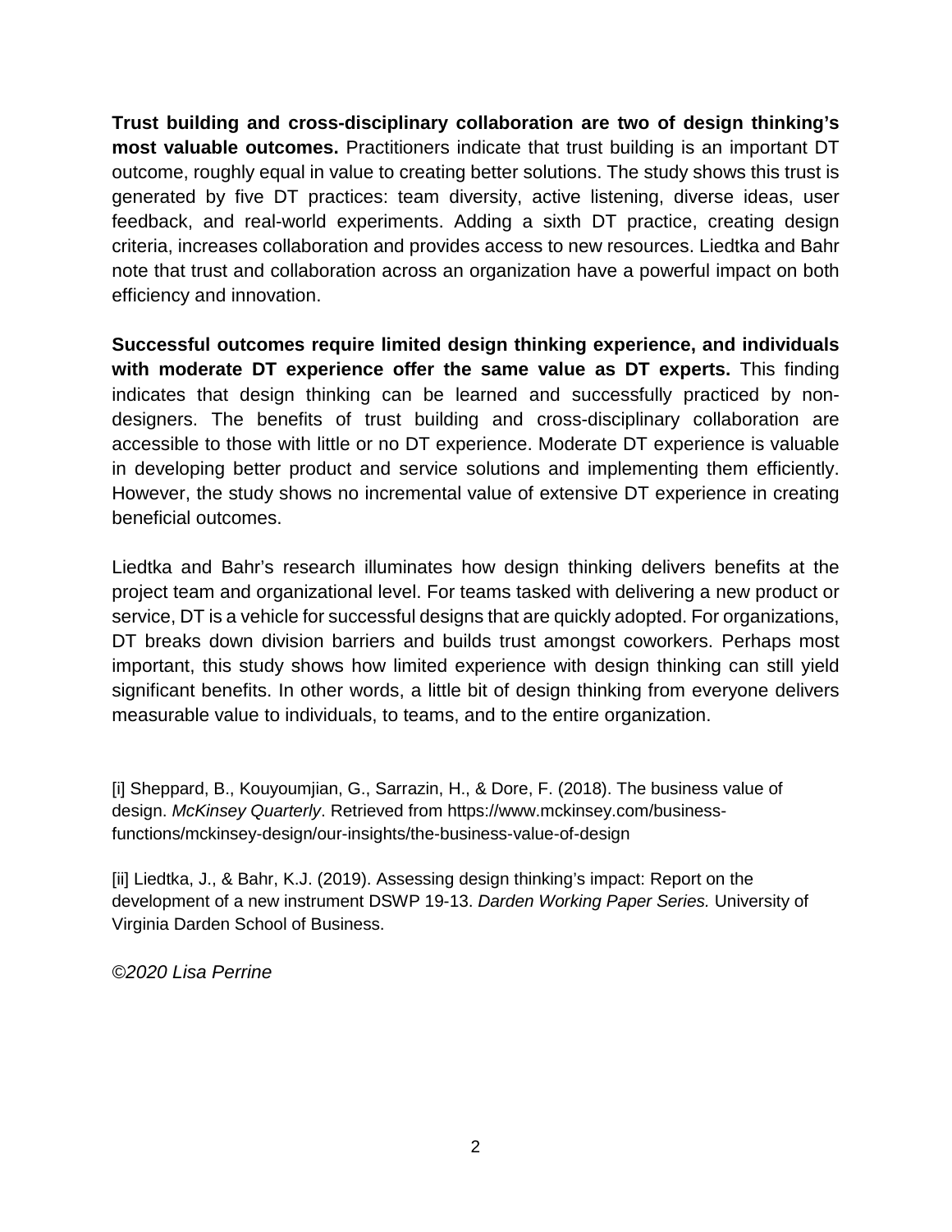**Trust building and cross-disciplinary collaboration are two of design thinking's most valuable outcomes.** Practitioners indicate that trust building is an important DT outcome, roughly equal in value to creating better solutions. The study shows this trust is generated by five DT practices: team diversity, active listening, diverse ideas, user feedback, and real-world experiments. Adding a sixth DT practice, creating design criteria, increases collaboration and provides access to new resources. Liedtka and Bahr note that trust and collaboration across an organization have a powerful impact on both efficiency and innovation.

**Successful outcomes require limited design thinking experience, and individuals with moderate DT experience offer the same value as DT experts.** This finding indicates that design thinking can be learned and successfully practiced by non-designers. The benefits of trust building and cross-disciplinary collaboration are accessible to those with little or no DT experience. Moderate DT experience is valuable in developing better product and service solutions and implementing them efficiently. However, the study shows no incremental value of extensive DT experience in creating beneficial outcomes.

Liedtka and Bahr's research illuminates how design thinking delivers benefits at the project team and organizational level. For teams tasked with delivering a new product or service, DT is a vehicle for successful designs that are quickly adopted. For organizations, DT breaks down division barriers and builds trust amongst coworkers. Perhaps most important, this study shows how limited experience with design thinking can still yield significant benefits. In other words, a little bit of design thinking from everyone delivers measurable value to individuals, to teams, and to the entire organization.

[i] Sheppard, B., Kouyoumjian, G., Sarrazin, H., & Dore, F. (2018). The business value of design. *McKinsey Quarterly*. Retrieved from https://www.mckinsey.com/business-functions/mckinsey-design/our-insights/the-business-value-of-design

[ii] Liedtka, J., & Bahr, K.J. (2019). Assessing design thinking's impact: Report on the development of a new instrument DSWP 19-13. *Darden Working Paper Series.* University of Virginia Darden School of Business.

*©2020 Lisa Perrine*